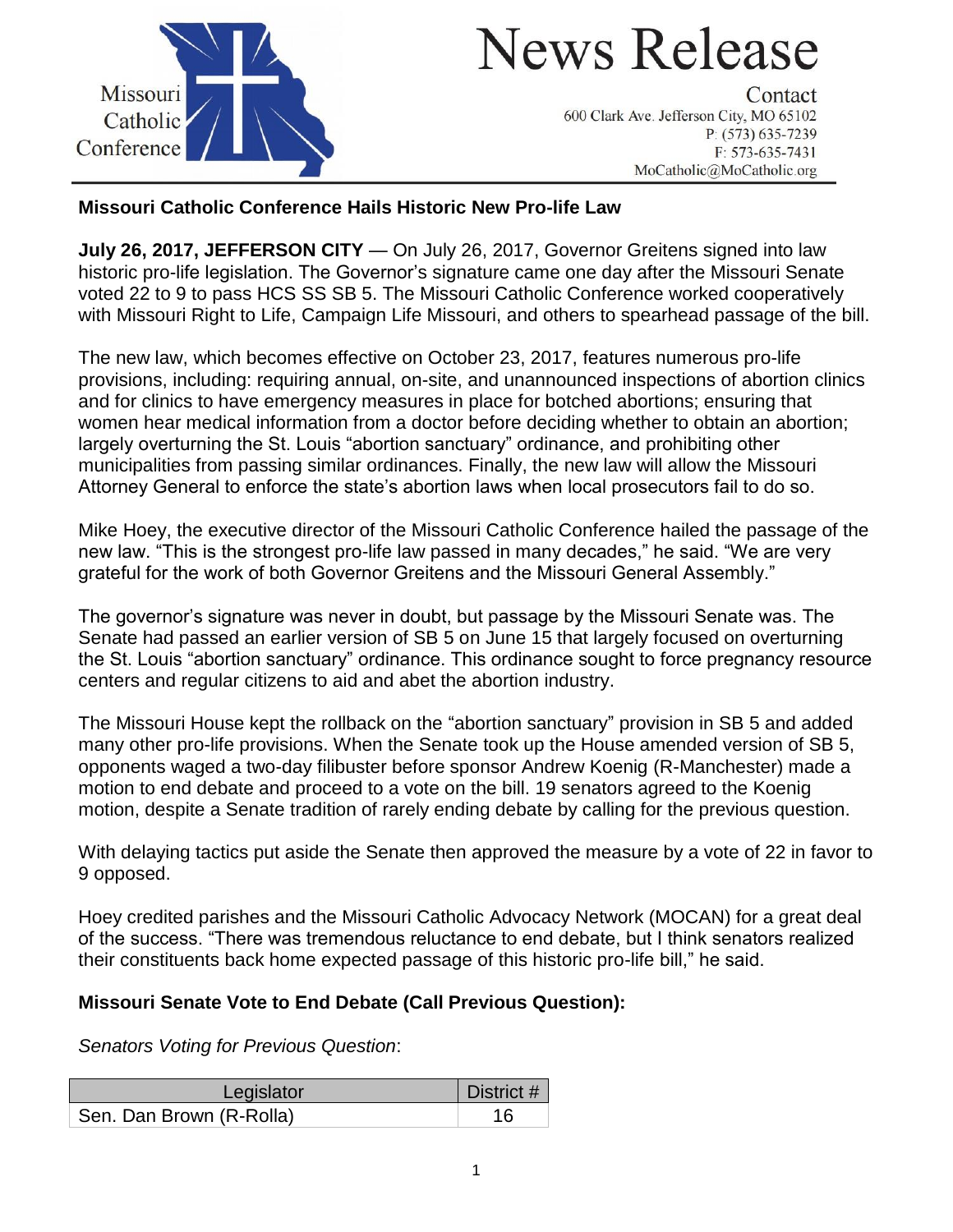Missouri Catholic Conference

# News Release

Contact
600 Clark Ave. Jefferson City, MO 65102
P: (573) 635-7239
F: 573-635-7431
MoCatholic@MoCatholic.org

**Missouri Catholic Conference Hails Historic New Pro-life Law**

**July 26, 2017, JEFFERSON CITY** — On July 26, 2017, Governor Greitens signed into law historic pro-life legislation. The Governor's signature came one day after the Missouri Senate voted 22 to 9 to pass HCS SS SB 5. The Missouri Catholic Conference worked cooperatively with Missouri Right to Life, Campaign Life Missouri, and others to spearhead passage of the bill.

The new law, which becomes effective on October 23, 2017, features numerous pro-life provisions, including: requiring annual, on-site, and unannounced inspections of abortion clinics and for clinics to have emergency measures in place for botched abortions; ensuring that women hear medical information from a doctor before deciding whether to obtain an abortion; largely overturning the St. Louis "abortion sanctuary" ordinance, and prohibiting other municipalities from passing similar ordinances. Finally, the new law will allow the Missouri Attorney General to enforce the state's abortion laws when local prosecutors fail to do so.

Mike Hoey, the executive director of the Missouri Catholic Conference hailed the passage of the new law. "This is the strongest pro-life law passed in many decades," he said. "We are very grateful for the work of both Governor Greitens and the Missouri General Assembly."

The governor's signature was never in doubt, but passage by the Missouri Senate was. The Senate had passed an earlier version of SB 5 on June 15 that largely focused on overturning the St. Louis "abortion sanctuary" ordinance. This ordinance sought to force pregnancy resource centers and regular citizens to aid and abet the abortion industry.

The Missouri House kept the rollback on the "abortion sanctuary" provision in SB 5 and added many other pro-life provisions. When the Senate took up the House amended version of SB 5, opponents waged a two-day filibuster before sponsor Andrew Koenig (R-Manchester) made a motion to end debate and proceed to a vote on the bill. 19 senators agreed to the Koenig motion, despite a Senate tradition of rarely ending debate by calling for the previous question.

With delaying tactics put aside the Senate then approved the measure by a vote of 22 in favor to 9 opposed.

Hoey credited parishes and the Missouri Catholic Advocacy Network (MOCAN) for a great deal of the success. "There was tremendous reluctance to end debate, but I think senators realized their constituents back home expected passage of this historic pro-life bill," he said.

**Missouri Senate Vote to End Debate (Call Previous Question):**

*Senators Voting for Previous Question*:

| Legislator | District # |
|---|---|
| Sen. Dan Brown (R-Rolla) | 16 |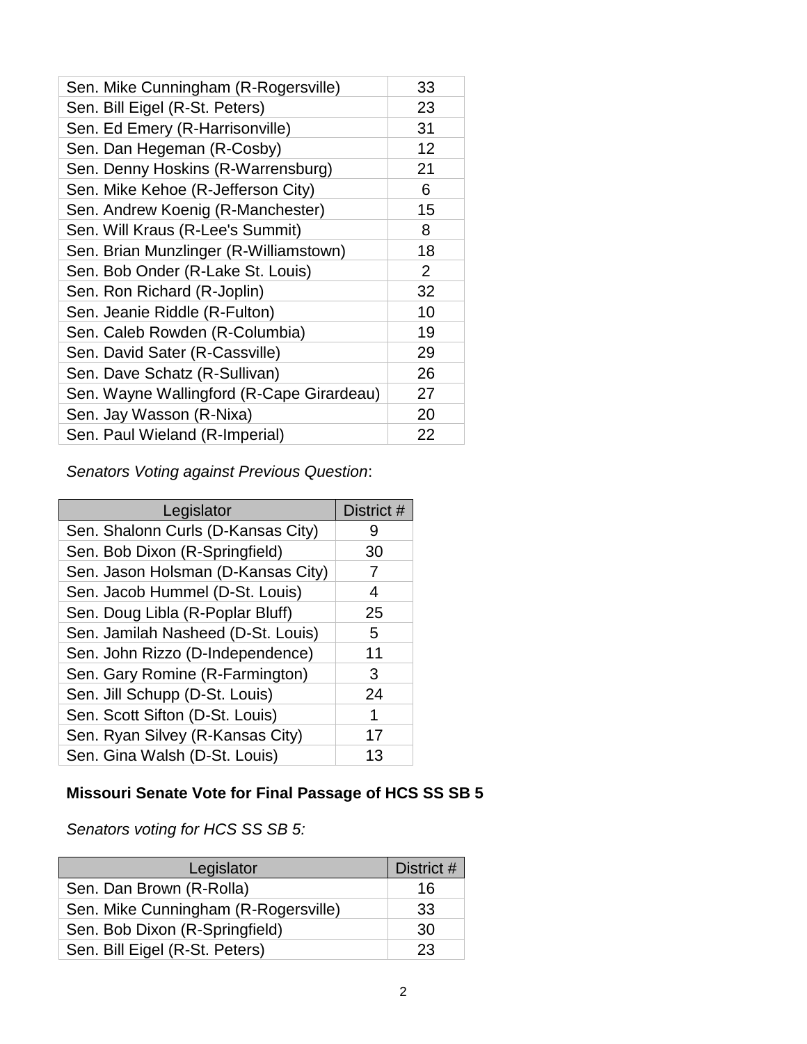| | |
|---|---|
| Sen. Mike Cunningham (R-Rogersville) | 33 |
| Sen. Bill Eigel (R-St. Peters) | 23 |
| Sen. Ed Emery (R-Harrisonville) | 31 |
| Sen. Dan Hegeman (R-Cosby) | 12 |
| Sen. Denny Hoskins (R-Warrensburg) | 21 |
| Sen. Mike Kehoe (R-Jefferson City) | 6 |
| Sen. Andrew Koenig (R-Manchester) | 15 |
| Sen. Will Kraus (R-Lee's Summit) | 8 |
| Sen. Brian Munzlinger (R-Williamstown) | 18 |
| Sen. Bob Onder (R-Lake St. Louis) | 2 |
| Sen. Ron Richard (R-Joplin) | 32 |
| Sen. Jeanie Riddle (R-Fulton) | 10 |
| Sen. Caleb Rowden (R-Columbia) | 19 |
| Sen. David Sater (R-Cassville) | 29 |
| Sen. Dave Schatz (R-Sullivan) | 26 |
| Sen. Wayne Wallingford (R-Cape Girardeau) | 27 |
| Sen. Jay Wasson (R-Nixa) | 20 |
| Sen. Paul Wieland (R-Imperial) | 22 |

*Senators Voting against Previous Question*:

| Legislator | District # |
|---|---|
| Sen. Shalonn Curls (D-Kansas City) | 9 |
| Sen. Bob Dixon (R-Springfield) | 30 |
| Sen. Jason Holsman (D-Kansas City) | 7 |
| Sen. Jacob Hummel (D-St. Louis) | 4 |
| Sen. Doug Libla (R-Poplar Bluff) | 25 |
| Sen. Jamilah Nasheed (D-St. Louis) | 5 |
| Sen. John Rizzo (D-Independence) | 11 |
| Sen. Gary Romine (R-Farmington) | 3 |
| Sen. Jill Schupp (D-St. Louis) | 24 |
| Sen. Scott Sifton (D-St. Louis) | 1 |
| Sen. Ryan Silvey (R-Kansas City) | 17 |
| Sen. Gina Walsh (D-St. Louis) | 13 |

**Missouri Senate Vote for Final Passage of HCS SS SB 5**

*Senators voting for HCS SS SB 5:*

| Legislator | District # |
|---|---|
| Sen. Dan Brown (R-Rolla) | 16 |
| Sen. Mike Cunningham (R-Rogersville) | 33 |
| Sen. Bob Dixon (R-Springfield) | 30 |
| Sen. Bill Eigel (R-St. Peters) | 23 |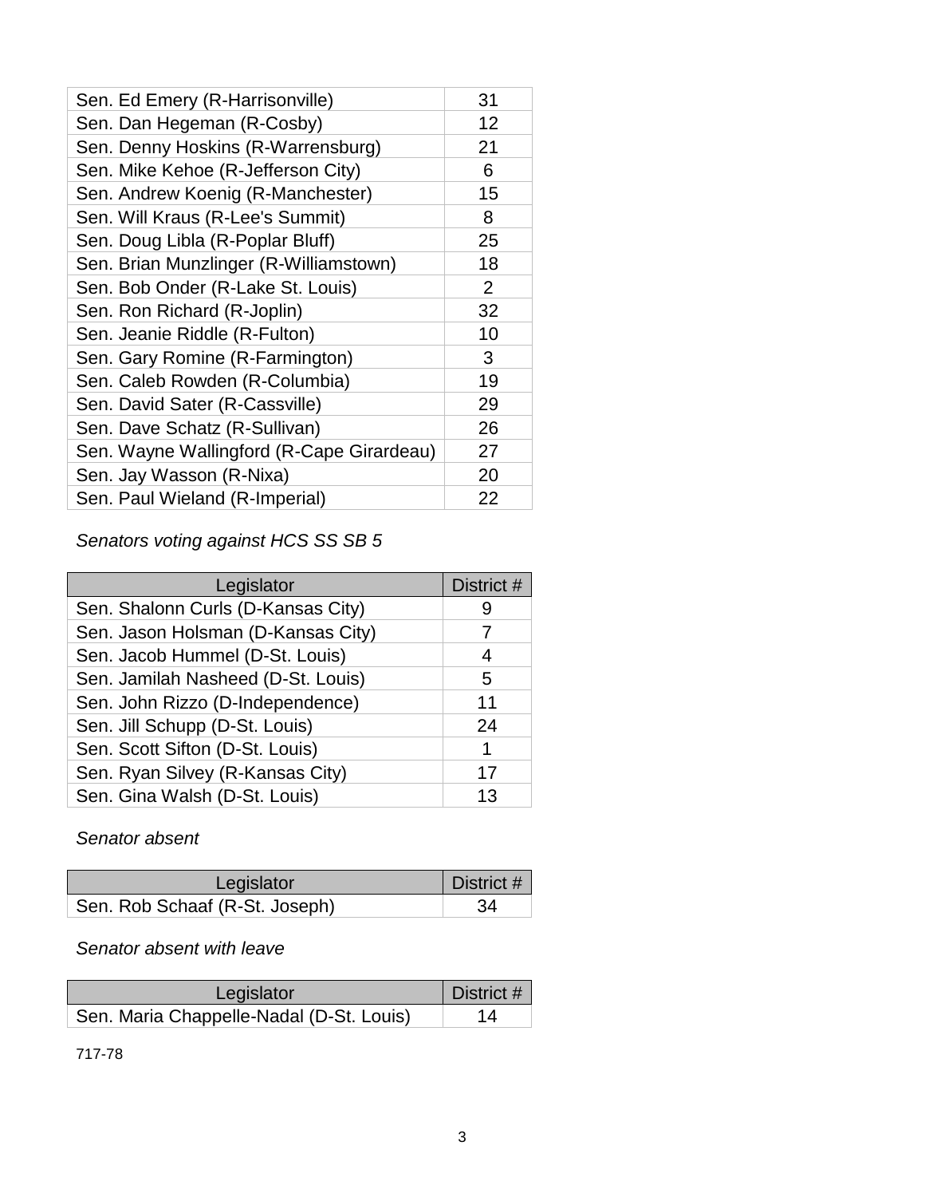| | |
|---|---|
| Sen. Ed Emery (R-Harrisonville) | 31 |
| Sen. Dan Hegeman (R-Cosby) | 12 |
| Sen. Denny Hoskins (R-Warrensburg) | 21 |
| Sen. Mike Kehoe (R-Jefferson City) | 6 |
| Sen. Andrew Koenig (R-Manchester) | 15 |
| Sen. Will Kraus (R-Lee's Summit) | 8 |
| Sen. Doug Libla (R-Poplar Bluff) | 25 |
| Sen. Brian Munzlinger (R-Williamstown) | 18 |
| Sen. Bob Onder (R-Lake St. Louis) | 2 |
| Sen. Ron Richard (R-Joplin) | 32 |
| Sen. Jeanie Riddle (R-Fulton) | 10 |
| Sen. Gary Romine (R-Farmington) | 3 |
| Sen. Caleb Rowden (R-Columbia) | 19 |
| Sen. David Sater (R-Cassville) | 29 |
| Sen. Dave Schatz (R-Sullivan) | 26 |
| Sen. Wayne Wallingford (R-Cape Girardeau) | 27 |
| Sen. Jay Wasson (R-Nixa) | 20 |
| Sen. Paul Wieland (R-Imperial) | 22 |

*Senators voting against HCS SS SB 5*

| Legislator | District # |
|---|---|
| Sen. Shalonn Curls (D-Kansas City) | 9 |
| Sen. Jason Holsman (D-Kansas City) | 7 |
| Sen. Jacob Hummel (D-St. Louis) | 4 |
| Sen. Jamilah Nasheed (D-St. Louis) | 5 |
| Sen. John Rizzo (D-Independence) | 11 |
| Sen. Jill Schupp (D-St. Louis) | 24 |
| Sen. Scott Sifton (D-St. Louis) | 1 |
| Sen. Ryan Silvey (R-Kansas City) | 17 |
| Sen. Gina Walsh (D-St. Louis) | 13 |

*Senator absent*

| Legislator | District # |
|---|---|
| Sen. Rob Schaaf (R-St. Joseph) | 34 |

*Senator absent with leave*

| Legislator | District # |
|---|---|
| Sen. Maria Chappelle-Nadal (D-St. Louis) | 14 |

717-78